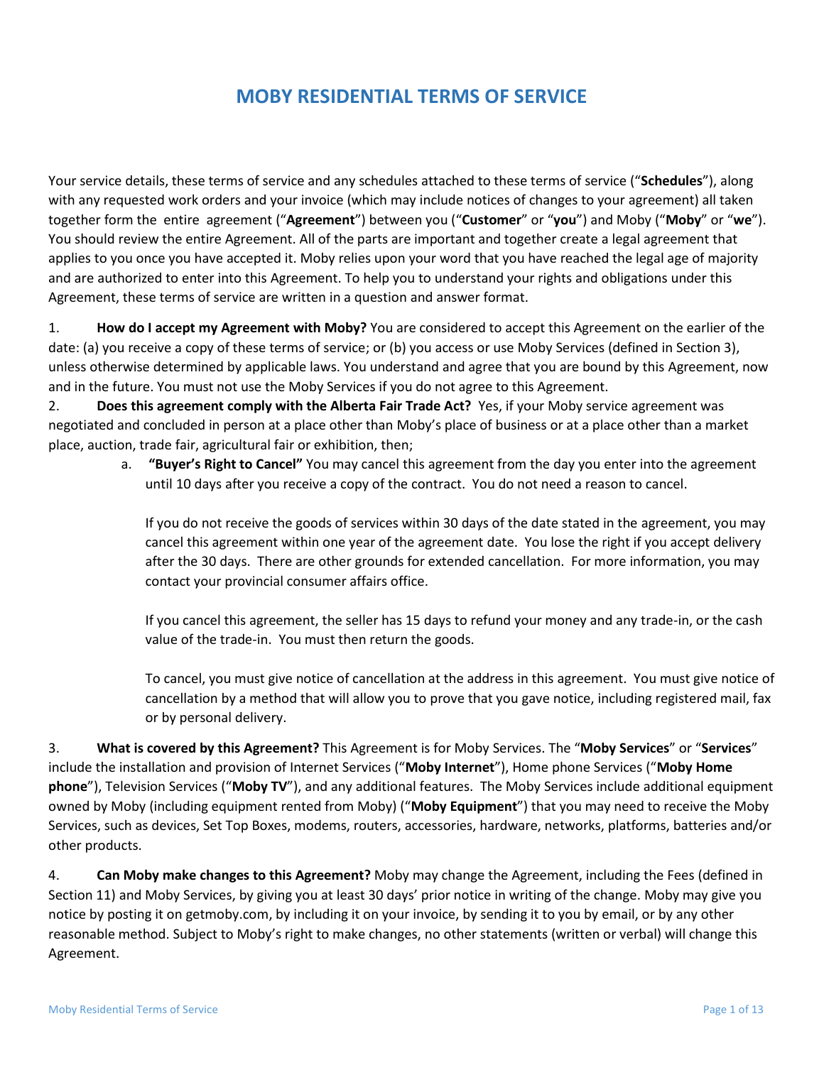# MOBY RESIDENTIAL TERMS OF SERVICE

Your service details, these terms of service and any schedules attached to these terms of service ("**Schedules**"), along with any requested work orders and your invoice (which may include notices of changes to your agreement) all taken together form the entire agreement ("**Agreement**") between you ("**Customer**" or "**you**") and Moby ("**Moby**" or "**we**"). You should review the entire Agreement. All of the parts are important and together create a legal agreement that applies to you once you have accepted it. Moby relies upon your word that you have reached the legal age of majority and are authorized to enter into this Agreement. To help you to understand your rights and obligations under this Agreement, these terms of service are written in a question and answer format.

1. **How do I accept my Agreement with Moby?** You are considered to accept this Agreement on the earlier of the date: (a) you receive a copy of these terms of service; or (b) you access or use Moby Services (defined in Section 3), unless otherwise determined by applicable laws. You understand and agree that you are bound by this Agreement, now and in the future. You must not use the Moby Services if you do not agree to this Agreement.

2. **Does this agreement comply with the Alberta Fair Trade Act?** Yes, if your Moby service agreement was negotiated and concluded in person at a place other than Moby's place of business or at a place other than a market place, auction, trade fair, agricultural fair or exhibition, then;

   a. **"Buyer's Right to Cancel"** You may cancel this agreement from the day you enter into the agreement until 10 days after you receive a copy of the contract. You do not need a reason to cancel.

      If you do not receive the goods of services within 30 days of the date stated in the agreement, you may cancel this agreement within one year of the agreement date. You lose the right if you accept delivery after the 30 days. There are other grounds for extended cancellation. For more information, you may contact your provincial consumer affairs office.

      If you cancel this agreement, the seller has 15 days to refund your money and any trade-in, or the cash value of the trade-in. You must then return the goods.

      To cancel, you must give notice of cancellation at the address in this agreement. You must give notice of cancellation by a method that will allow you to prove that you gave notice, including registered mail, fax or by personal delivery.

3. **What is covered by this Agreement?** This Agreement is for Moby Services. The "**Moby Services**" or "**Services**" include the installation and provision of Internet Services ("**Moby Internet**"), Home phone Services ("**Moby Home phone**"), Television Services ("**Moby TV**"), and any additional features. The Moby Services include additional equipment owned by Moby (including equipment rented from Moby) ("**Moby Equipment**") that you may need to receive the Moby Services, such as devices, Set Top Boxes, modems, routers, accessories, hardware, networks, platforms, batteries and/or other products.

4. **Can Moby make changes to this Agreement?** Moby may change the Agreement, including the Fees (defined in Section 11) and Moby Services, by giving you at least 30 days' prior notice in writing of the change. Moby may give you notice by posting it on getmoby.com, by including it on your invoice, by sending it to you by email, or by any other reasonable method. Subject to Moby's right to make changes, no other statements (written or verbal) will change this Agreement.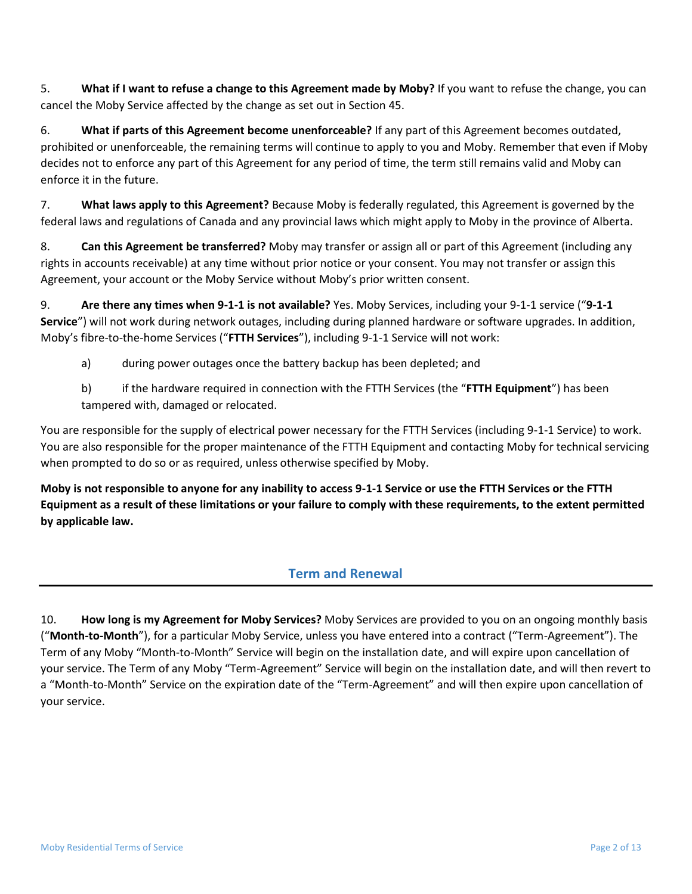5. **What if I want to refuse a change to this Agreement made by Moby?** If you want to refuse the change, you can cancel the Moby Service affected by the change as set out in Section 45.

6. **What if parts of this Agreement become unenforceable?** If any part of this Agreement becomes outdated, prohibited or unenforceable, the remaining terms will continue to apply to you and Moby. Remember that even if Moby decides not to enforce any part of this Agreement for any period of time, the term still remains valid and Moby can enforce it in the future.

7. **What laws apply to this Agreement?** Because Moby is federally regulated, this Agreement is governed by the federal laws and regulations of Canada and any provincial laws which might apply to Moby in the province of Alberta.

8. **Can this Agreement be transferred?** Moby may transfer or assign all or part of this Agreement (including any rights in accounts receivable) at any time without prior notice or your consent. You may not transfer or assign this Agreement, your account or the Moby Service without Moby's prior written consent.

9. **Are there any times when 9-1-1 is not available?** Yes. Moby Services, including your 9-1-1 service ("**9-1-1 Service**") will not work during network outages, including during planned hardware or software upgrades. In addition, Moby's fibre-to-the-home Services ("**FTTH Services**"), including 9-1-1 Service will not work:

a) during power outages once the battery backup has been depleted; and

b) if the hardware required in connection with the FTTH Services (the "**FTTH Equipment**") has been tampered with, damaged or relocated.

You are responsible for the supply of electrical power necessary for the FTTH Services (including 9-1-1 Service) to work. You are also responsible for the proper maintenance of the FTTH Equipment and contacting Moby for technical servicing when prompted to do so or as required, unless otherwise specified by Moby.

**Moby is not responsible to anyone for any inability to access 9-1-1 Service or use the FTTH Services or the FTTH Equipment as a result of these limitations or your failure to comply with these requirements, to the extent permitted by applicable law.**

## Term and Renewal

10. **How long is my Agreement for Moby Services?** Moby Services are provided to you on an ongoing monthly basis ("**Month-to-Month**"), for a particular Moby Service, unless you have entered into a contract ("Term-Agreement"). The Term of any Moby "Month-to-Month" Service will begin on the installation date, and will expire upon cancellation of your service. The Term of any Moby "Term-Agreement" Service will begin on the installation date, and will then revert to a "Month-to-Month" Service on the expiration date of the "Term-Agreement" and will then expire upon cancellation of your service.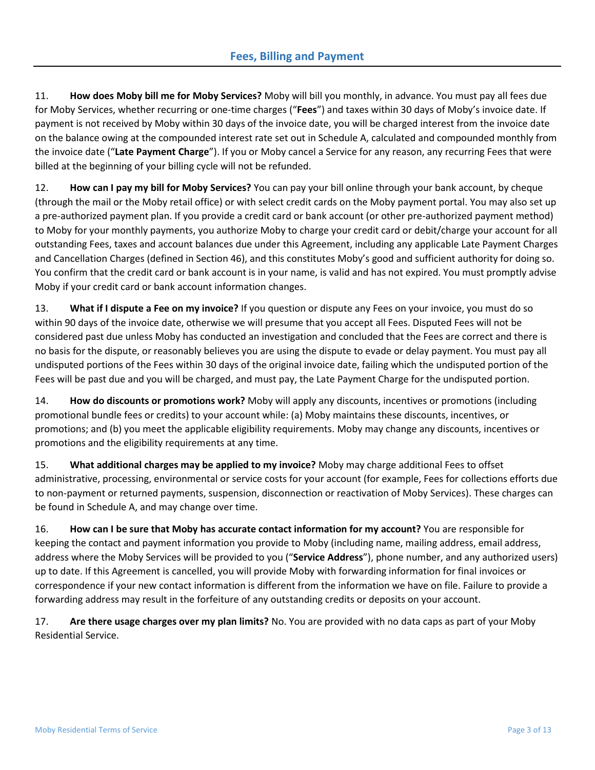## Fees, Billing and Payment

11. **How does Moby bill me for Moby Services?** Moby will bill you monthly, in advance. You must pay all fees due for Moby Services, whether recurring or one-time charges ("**Fees**") and taxes within 30 days of Moby's invoice date. If payment is not received by Moby within 30 days of the invoice date, you will be charged interest from the invoice date on the balance owing at the compounded interest rate set out in Schedule A, calculated and compounded monthly from the invoice date ("**Late Payment Charge**"). If you or Moby cancel a Service for any reason, any recurring Fees that were billed at the beginning of your billing cycle will not be refunded.

12. **How can I pay my bill for Moby Services?** You can pay your bill online through your bank account, by cheque (through the mail or the Moby retail office) or with select credit cards on the Moby payment portal. You may also set up a pre-authorized payment plan. If you provide a credit card or bank account (or other pre-authorized payment method) to Moby for your monthly payments, you authorize Moby to charge your credit card or debit/charge your account for all outstanding Fees, taxes and account balances due under this Agreement, including any applicable Late Payment Charges and Cancellation Charges (defined in Section 46), and this constitutes Moby's good and sufficient authority for doing so. You confirm that the credit card or bank account is in your name, is valid and has not expired. You must promptly advise Moby if your credit card or bank account information changes.

13. **What if I dispute a Fee on my invoice?** If you question or dispute any Fees on your invoice, you must do so within 90 days of the invoice date, otherwise we will presume that you accept all Fees. Disputed Fees will not be considered past due unless Moby has conducted an investigation and concluded that the Fees are correct and there is no basis for the dispute, or reasonably believes you are using the dispute to evade or delay payment. You must pay all undisputed portions of the Fees within 30 days of the original invoice date, failing which the undisputed portion of the Fees will be past due and you will be charged, and must pay, the Late Payment Charge for the undisputed portion.

14. **How do discounts or promotions work?** Moby will apply any discounts, incentives or promotions (including promotional bundle fees or credits) to your account while: (a) Moby maintains these discounts, incentives, or promotions; and (b) you meet the applicable eligibility requirements. Moby may change any discounts, incentives or promotions and the eligibility requirements at any time.

15. **What additional charges may be applied to my invoice?** Moby may charge additional Fees to offset administrative, processing, environmental or service costs for your account (for example, Fees for collections efforts due to non-payment or returned payments, suspension, disconnection or reactivation of Moby Services). These charges can be found in Schedule A, and may change over time.

16. **How can I be sure that Moby has accurate contact information for my account?** You are responsible for keeping the contact and payment information you provide to Moby (including name, mailing address, email address, address where the Moby Services will be provided to you ("**Service Address**"), phone number, and any authorized users) up to date. If this Agreement is cancelled, you will provide Moby with forwarding information for final invoices or correspondence if your new contact information is different from the information we have on file. Failure to provide a forwarding address may result in the forfeiture of any outstanding credits or deposits on your account.

17. **Are there usage charges over my plan limits?** No. You are provided with no data caps as part of your Moby Residential Service.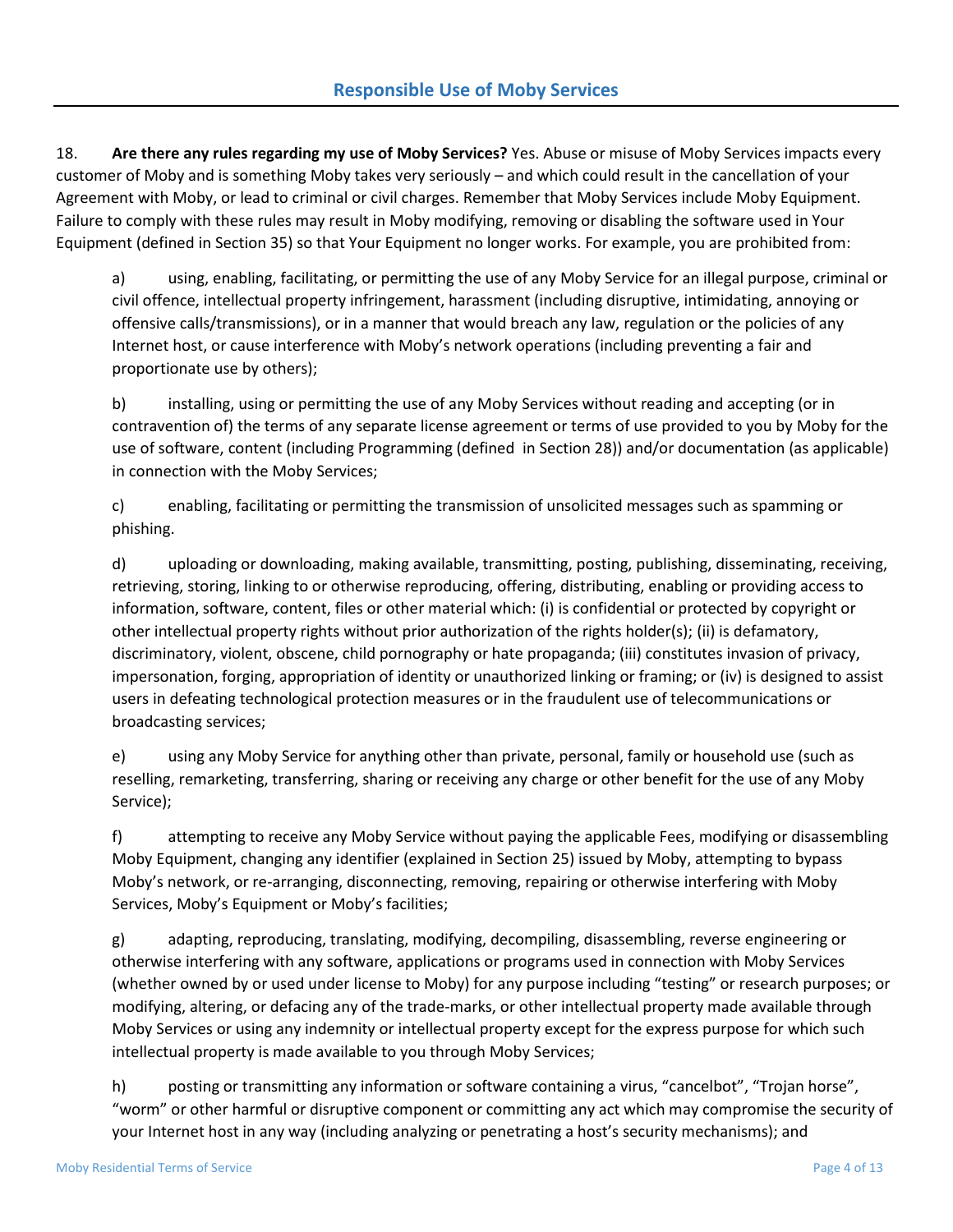## Responsible Use of Moby Services

18. **Are there any rules regarding my use of Moby Services?** Yes. Abuse or misuse of Moby Services impacts every customer of Moby and is something Moby takes very seriously – and which could result in the cancellation of your Agreement with Moby, or lead to criminal or civil charges. Remember that Moby Services include Moby Equipment. Failure to comply with these rules may result in Moby modifying, removing or disabling the software used in Your Equipment (defined in Section 35) so that Your Equipment no longer works. For example, you are prohibited from:

a) using, enabling, facilitating, or permitting the use of any Moby Service for an illegal purpose, criminal or civil offence, intellectual property infringement, harassment (including disruptive, intimidating, annoying or offensive calls/transmissions), or in a manner that would breach any law, regulation or the policies of any Internet host, or cause interference with Moby's network operations (including preventing a fair and proportionate use by others);

b) installing, using or permitting the use of any Moby Services without reading and accepting (or in contravention of) the terms of any separate license agreement or terms of use provided to you by Moby for the use of software, content (including Programming (defined in Section 28)) and/or documentation (as applicable) in connection with the Moby Services;

c) enabling, facilitating or permitting the transmission of unsolicited messages such as spamming or phishing.

d) uploading or downloading, making available, transmitting, posting, publishing, disseminating, receiving, retrieving, storing, linking to or otherwise reproducing, offering, distributing, enabling or providing access to information, software, content, files or other material which: (i) is confidential or protected by copyright or other intellectual property rights without prior authorization of the rights holder(s); (ii) is defamatory, discriminatory, violent, obscene, child pornography or hate propaganda; (iii) constitutes invasion of privacy, impersonation, forging, appropriation of identity or unauthorized linking or framing; or (iv) is designed to assist users in defeating technological protection measures or in the fraudulent use of telecommunications or broadcasting services;

e) using any Moby Service for anything other than private, personal, family or household use (such as reselling, remarketing, transferring, sharing or receiving any charge or other benefit for the use of any Moby Service);

f) attempting to receive any Moby Service without paying the applicable Fees, modifying or disassembling Moby Equipment, changing any identifier (explained in Section 25) issued by Moby, attempting to bypass Moby's network, or re-arranging, disconnecting, removing, repairing or otherwise interfering with Moby Services, Moby's Equipment or Moby's facilities;

g) adapting, reproducing, translating, modifying, decompiling, disassembling, reverse engineering or otherwise interfering with any software, applications or programs used in connection with Moby Services (whether owned by or used under license to Moby) for any purpose including "testing" or research purposes; or modifying, altering, or defacing any of the trade-marks, or other intellectual property made available through Moby Services or using any indemnity or intellectual property except for the express purpose for which such intellectual property is made available to you through Moby Services;

h) posting or transmitting any information or software containing a virus, "cancelbot", "Trojan horse", "worm" or other harmful or disruptive component or committing any act which may compromise the security of your Internet host in any way (including analyzing or penetrating a host's security mechanisms); and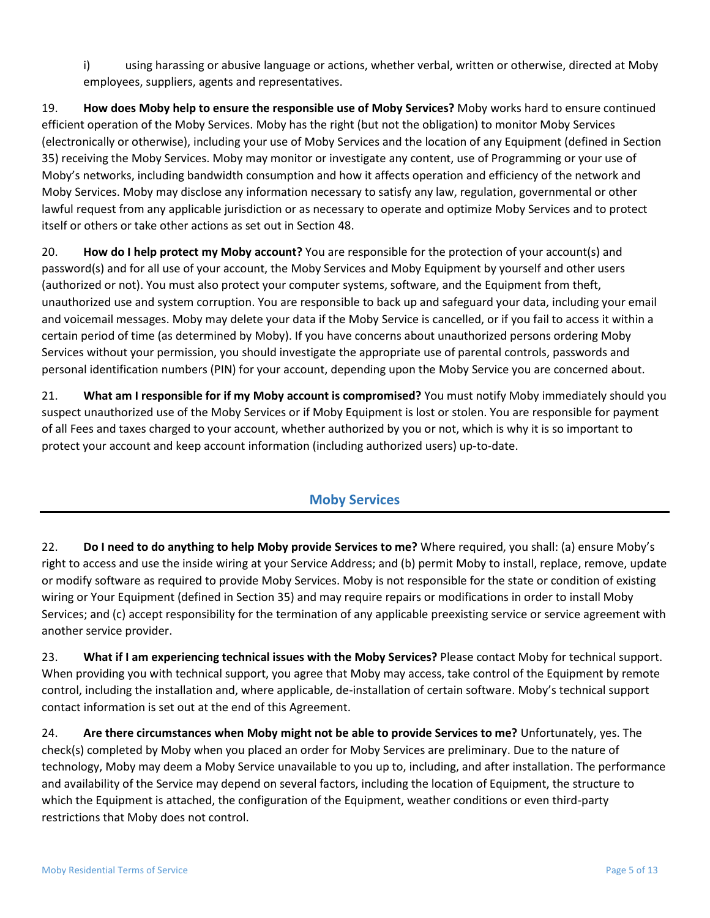i) using harassing or abusive language or actions, whether verbal, written or otherwise, directed at Moby employees, suppliers, agents and representatives.

19. **How does Moby help to ensure the responsible use of Moby Services?** Moby works hard to ensure continued efficient operation of the Moby Services. Moby has the right (but not the obligation) to monitor Moby Services (electronically or otherwise), including your use of Moby Services and the location of any Equipment (defined in Section 35) receiving the Moby Services. Moby may monitor or investigate any content, use of Programming or your use of Moby's networks, including bandwidth consumption and how it affects operation and efficiency of the network and Moby Services. Moby may disclose any information necessary to satisfy any law, regulation, governmental or other lawful request from any applicable jurisdiction or as necessary to operate and optimize Moby Services and to protect itself or others or take other actions as set out in Section 48.

20. **How do I help protect my Moby account?** You are responsible for the protection of your account(s) and password(s) and for all use of your account, the Moby Services and Moby Equipment by yourself and other users (authorized or not). You must also protect your computer systems, software, and the Equipment from theft, unauthorized use and system corruption. You are responsible to back up and safeguard your data, including your email and voicemail messages. Moby may delete your data if the Moby Service is cancelled, or if you fail to access it within a certain period of time (as determined by Moby). If you have concerns about unauthorized persons ordering Moby Services without your permission, you should investigate the appropriate use of parental controls, passwords and personal identification numbers (PIN) for your account, depending upon the Moby Service you are concerned about.

21. **What am I responsible for if my Moby account is compromised?** You must notify Moby immediately should you suspect unauthorized use of the Moby Services or if Moby Equipment is lost or stolen. You are responsible for payment of all Fees and taxes charged to your account, whether authorized by you or not, which is why it is so important to protect your account and keep account information (including authorized users) up-to-date.

## Moby Services

22. **Do I need to do anything to help Moby provide Services to me?** Where required, you shall: (a) ensure Moby's right to access and use the inside wiring at your Service Address; and (b) permit Moby to install, replace, remove, update or modify software as required to provide Moby Services. Moby is not responsible for the state or condition of existing wiring or Your Equipment (defined in Section 35) and may require repairs or modifications in order to install Moby Services; and (c) accept responsibility for the termination of any applicable preexisting service or service agreement with another service provider.

23. **What if I am experiencing technical issues with the Moby Services?** Please contact Moby for technical support. When providing you with technical support, you agree that Moby may access, take control of the Equipment by remote control, including the installation and, where applicable, de-installation of certain software. Moby's technical support contact information is set out at the end of this Agreement.

24. **Are there circumstances when Moby might not be able to provide Services to me?** Unfortunately, yes. The check(s) completed by Moby when you placed an order for Moby Services are preliminary. Due to the nature of technology, Moby may deem a Moby Service unavailable to you up to, including, and after installation. The performance and availability of the Service may depend on several factors, including the location of Equipment, the structure to which the Equipment is attached, the configuration of the Equipment, weather conditions or even third-party restrictions that Moby does not control.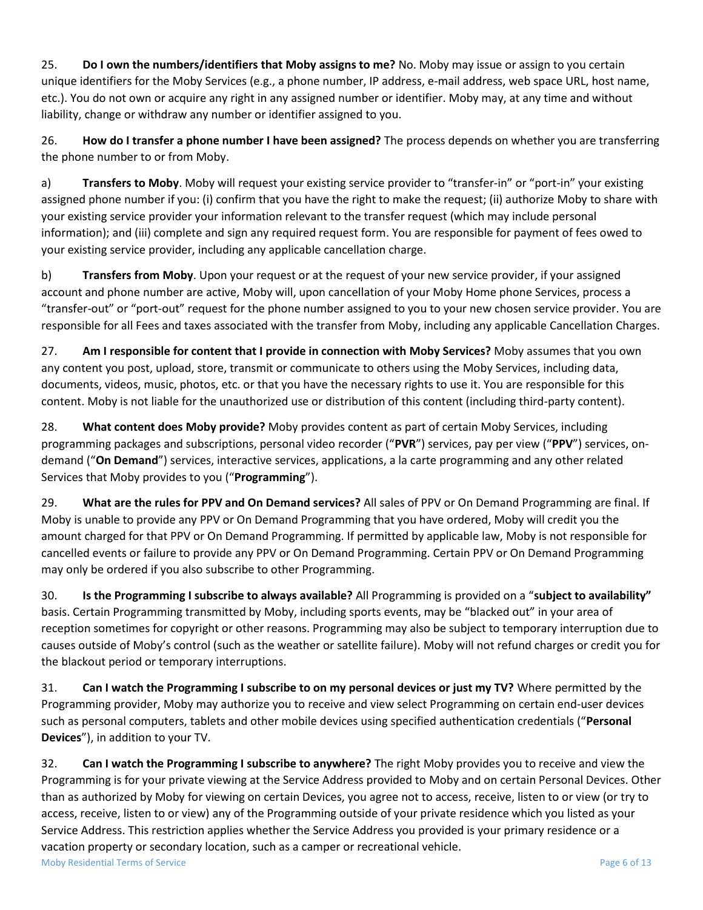25. **Do I own the numbers/identifiers that Moby assigns to me?** No. Moby may issue or assign to you certain unique identifiers for the Moby Services (e.g., a phone number, IP address, e-mail address, web space URL, host name, etc.). You do not own or acquire any right in any assigned number or identifier. Moby may, at any time and without liability, change or withdraw any number or identifier assigned to you.

26. **How do I transfer a phone number I have been assigned?** The process depends on whether you are transferring the phone number to or from Moby.

a) **Transfers to Moby**. Moby will request your existing service provider to "transfer-in" or "port-in" your existing assigned phone number if you: (i) confirm that you have the right to make the request; (ii) authorize Moby to share with your existing service provider your information relevant to the transfer request (which may include personal information); and (iii) complete and sign any required request form. You are responsible for payment of fees owed to your existing service provider, including any applicable cancellation charge.

b) **Transfers from Moby**. Upon your request or at the request of your new service provider, if your assigned account and phone number are active, Moby will, upon cancellation of your Moby Home phone Services, process a "transfer-out" or "port-out" request for the phone number assigned to you to your new chosen service provider. You are responsible for all Fees and taxes associated with the transfer from Moby, including any applicable Cancellation Charges.

27. **Am I responsible for content that I provide in connection with Moby Services?** Moby assumes that you own any content you post, upload, store, transmit or communicate to others using the Moby Services, including data, documents, videos, music, photos, etc. or that you have the necessary rights to use it. You are responsible for this content. Moby is not liable for the unauthorized use or distribution of this content (including third-party content).

28. **What content does Moby provide?** Moby provides content as part of certain Moby Services, including programming packages and subscriptions, personal video recorder ("**PVR**") services, pay per view ("**PPV**") services, on-demand ("**On Demand**") services, interactive services, applications, a la carte programming and any other related Services that Moby provides to you ("**Programming**").

29. **What are the rules for PPV and On Demand services?** All sales of PPV or On Demand Programming are final. If Moby is unable to provide any PPV or On Demand Programming that you have ordered, Moby will credit you the amount charged for that PPV or On Demand Programming. If permitted by applicable law, Moby is not responsible for cancelled events or failure to provide any PPV or On Demand Programming. Certain PPV or On Demand Programming may only be ordered if you also subscribe to other Programming.

30. **Is the Programming I subscribe to always available?** All Programming is provided on a "**subject to availability"** basis. Certain Programming transmitted by Moby, including sports events, may be "blacked out" in your area of reception sometimes for copyright or other reasons. Programming may also be subject to temporary interruption due to causes outside of Moby's control (such as the weather or satellite failure). Moby will not refund charges or credit you for the blackout period or temporary interruptions.

31. **Can I watch the Programming I subscribe to on my personal devices or just my TV?** Where permitted by the Programming provider, Moby may authorize you to receive and view select Programming on certain end-user devices such as personal computers, tablets and other mobile devices using specified authentication credentials ("**Personal Devices**"), in addition to your TV.

32. **Can I watch the Programming I subscribe to anywhere?** The right Moby provides you to receive and view the Programming is for your private viewing at the Service Address provided to Moby and on certain Personal Devices. Other than as authorized by Moby for viewing on certain Devices, you agree not to access, receive, listen to or view (or try to access, receive, listen to or view) any of the Programming outside of your private residence which you listed as your Service Address. This restriction applies whether the Service Address you provided is your primary residence or a vacation property or secondary location, such as a camper or recreational vehicle.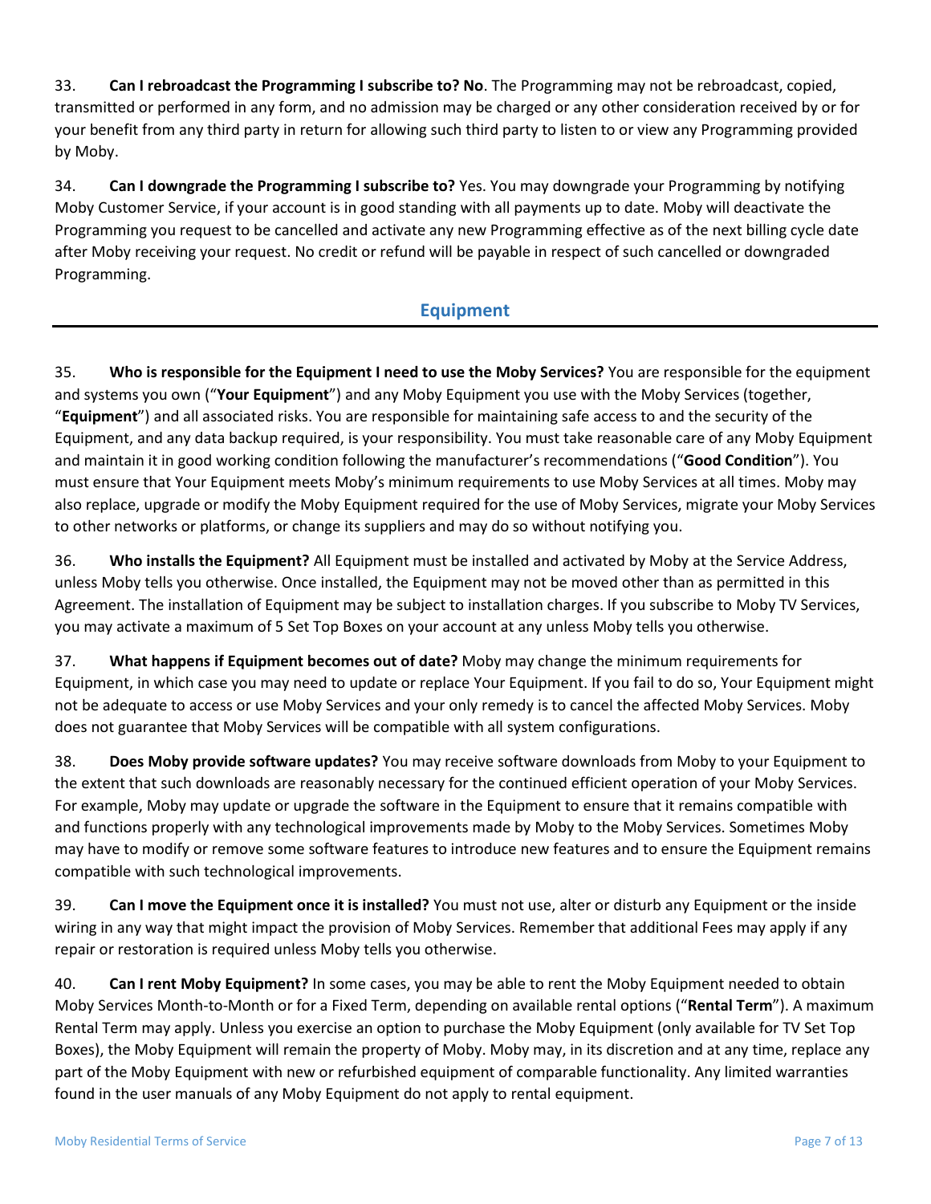33. **Can I rebroadcast the Programming I subscribe to? No**. The Programming may not be rebroadcast, copied, transmitted or performed in any form, and no admission may be charged or any other consideration received by or for your benefit from any third party in return for allowing such third party to listen to or view any Programming provided by Moby.

34. **Can I downgrade the Programming I subscribe to?** Yes. You may downgrade your Programming by notifying Moby Customer Service, if your account is in good standing with all payments up to date. Moby will deactivate the Programming you request to be cancelled and activate any new Programming effective as of the next billing cycle date after Moby receiving your request. No credit or refund will be payable in respect of such cancelled or downgraded Programming.

## Equipment

35. **Who is responsible for the Equipment I need to use the Moby Services?** You are responsible for the equipment and systems you own ("**Your Equipment**") and any Moby Equipment you use with the Moby Services (together, "**Equipment**") and all associated risks. You are responsible for maintaining safe access to and the security of the Equipment, and any data backup required, is your responsibility. You must take reasonable care of any Moby Equipment and maintain it in good working condition following the manufacturer's recommendations ("**Good Condition**"). You must ensure that Your Equipment meets Moby's minimum requirements to use Moby Services at all times. Moby may also replace, upgrade or modify the Moby Equipment required for the use of Moby Services, migrate your Moby Services to other networks or platforms, or change its suppliers and may do so without notifying you.

36. **Who installs the Equipment?** All Equipment must be installed and activated by Moby at the Service Address, unless Moby tells you otherwise. Once installed, the Equipment may not be moved other than as permitted in this Agreement. The installation of Equipment may be subject to installation charges. If you subscribe to Moby TV Services, you may activate a maximum of 5 Set Top Boxes on your account at any unless Moby tells you otherwise.

37. **What happens if Equipment becomes out of date?** Moby may change the minimum requirements for Equipment, in which case you may need to update or replace Your Equipment. If you fail to do so, Your Equipment might not be adequate to access or use Moby Services and your only remedy is to cancel the affected Moby Services. Moby does not guarantee that Moby Services will be compatible with all system configurations.

38. **Does Moby provide software updates?** You may receive software downloads from Moby to your Equipment to the extent that such downloads are reasonably necessary for the continued efficient operation of your Moby Services. For example, Moby may update or upgrade the software in the Equipment to ensure that it remains compatible with and functions properly with any technological improvements made by Moby to the Moby Services. Sometimes Moby may have to modify or remove some software features to introduce new features and to ensure the Equipment remains compatible with such technological improvements.

39. **Can I move the Equipment once it is installed?** You must not use, alter or disturb any Equipment or the inside wiring in any way that might impact the provision of Moby Services. Remember that additional Fees may apply if any repair or restoration is required unless Moby tells you otherwise.

40. **Can I rent Moby Equipment?** In some cases, you may be able to rent the Moby Equipment needed to obtain Moby Services Month-to-Month or for a Fixed Term, depending on available rental options ("**Rental Term**"). A maximum Rental Term may apply. Unless you exercise an option to purchase the Moby Equipment (only available for TV Set Top Boxes), the Moby Equipment will remain the property of Moby. Moby may, in its discretion and at any time, replace any part of the Moby Equipment with new or refurbished equipment of comparable functionality. Any limited warranties found in the user manuals of any Moby Equipment do not apply to rental equipment.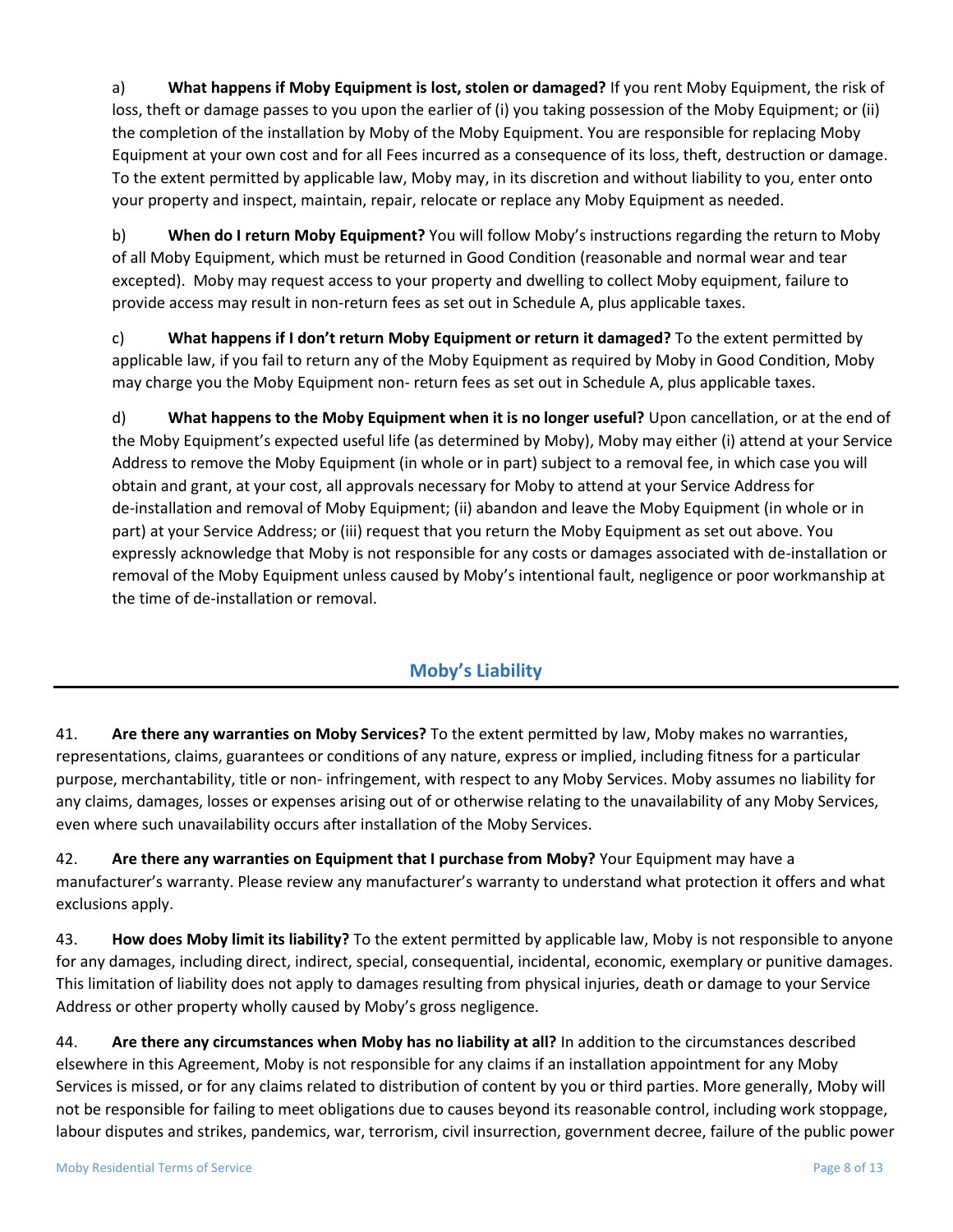a) **What happens if Moby Equipment is lost, stolen or damaged?** If you rent Moby Equipment, the risk of loss, theft or damage passes to you upon the earlier of (i) you taking possession of the Moby Equipment; or (ii) the completion of the installation by Moby of the Moby Equipment. You are responsible for replacing Moby Equipment at your own cost and for all Fees incurred as a consequence of its loss, theft, destruction or damage. To the extent permitted by applicable law, Moby may, in its discretion and without liability to you, enter onto your property and inspect, maintain, repair, relocate or replace any Moby Equipment as needed.

b) **When do I return Moby Equipment?** You will follow Moby's instructions regarding the return to Moby of all Moby Equipment, which must be returned in Good Condition (reasonable and normal wear and tear excepted). Moby may request access to your property and dwelling to collect Moby equipment, failure to provide access may result in non-return fees as set out in Schedule A, plus applicable taxes.

c) **What happens if I don't return Moby Equipment or return it damaged?** To the extent permitted by applicable law, if you fail to return any of the Moby Equipment as required by Moby in Good Condition, Moby may charge you the Moby Equipment non- return fees as set out in Schedule A, plus applicable taxes.

d) **What happens to the Moby Equipment when it is no longer useful?** Upon cancellation, or at the end of the Moby Equipment's expected useful life (as determined by Moby), Moby may either (i) attend at your Service Address to remove the Moby Equipment (in whole or in part) subject to a removal fee, in which case you will obtain and grant, at your cost, all approvals necessary for Moby to attend at your Service Address for de-installation and removal of Moby Equipment; (ii) abandon and leave the Moby Equipment (in whole or in part) at your Service Address; or (iii) request that you return the Moby Equipment as set out above. You expressly acknowledge that Moby is not responsible for any costs or damages associated with de-installation or removal of the Moby Equipment unless caused by Moby's intentional fault, negligence or poor workmanship at the time of de-installation or removal.

## Moby's Liability

41. **Are there any warranties on Moby Services?** To the extent permitted by law, Moby makes no warranties, representations, claims, guarantees or conditions of any nature, express or implied, including fitness for a particular purpose, merchantability, title or non- infringement, with respect to any Moby Services. Moby assumes no liability for any claims, damages, losses or expenses arising out of or otherwise relating to the unavailability of any Moby Services, even where such unavailability occurs after installation of the Moby Services.

42. **Are there any warranties on Equipment that I purchase from Moby?** Your Equipment may have a manufacturer's warranty. Please review any manufacturer's warranty to understand what protection it offers and what exclusions apply.

43. **How does Moby limit its liability?** To the extent permitted by applicable law, Moby is not responsible to anyone for any damages, including direct, indirect, special, consequential, incidental, economic, exemplary or punitive damages. This limitation of liability does not apply to damages resulting from physical injuries, death or damage to your Service Address or other property wholly caused by Moby's gross negligence.

44. **Are there any circumstances when Moby has no liability at all?** In addition to the circumstances described elsewhere in this Agreement, Moby is not responsible for any claims if an installation appointment for any Moby Services is missed, or for any claims related to distribution of content by you or third parties. More generally, Moby will not be responsible for failing to meet obligations due to causes beyond its reasonable control, including work stoppage, labour disputes and strikes, pandemics, war, terrorism, civil insurrection, government decree, failure of the public power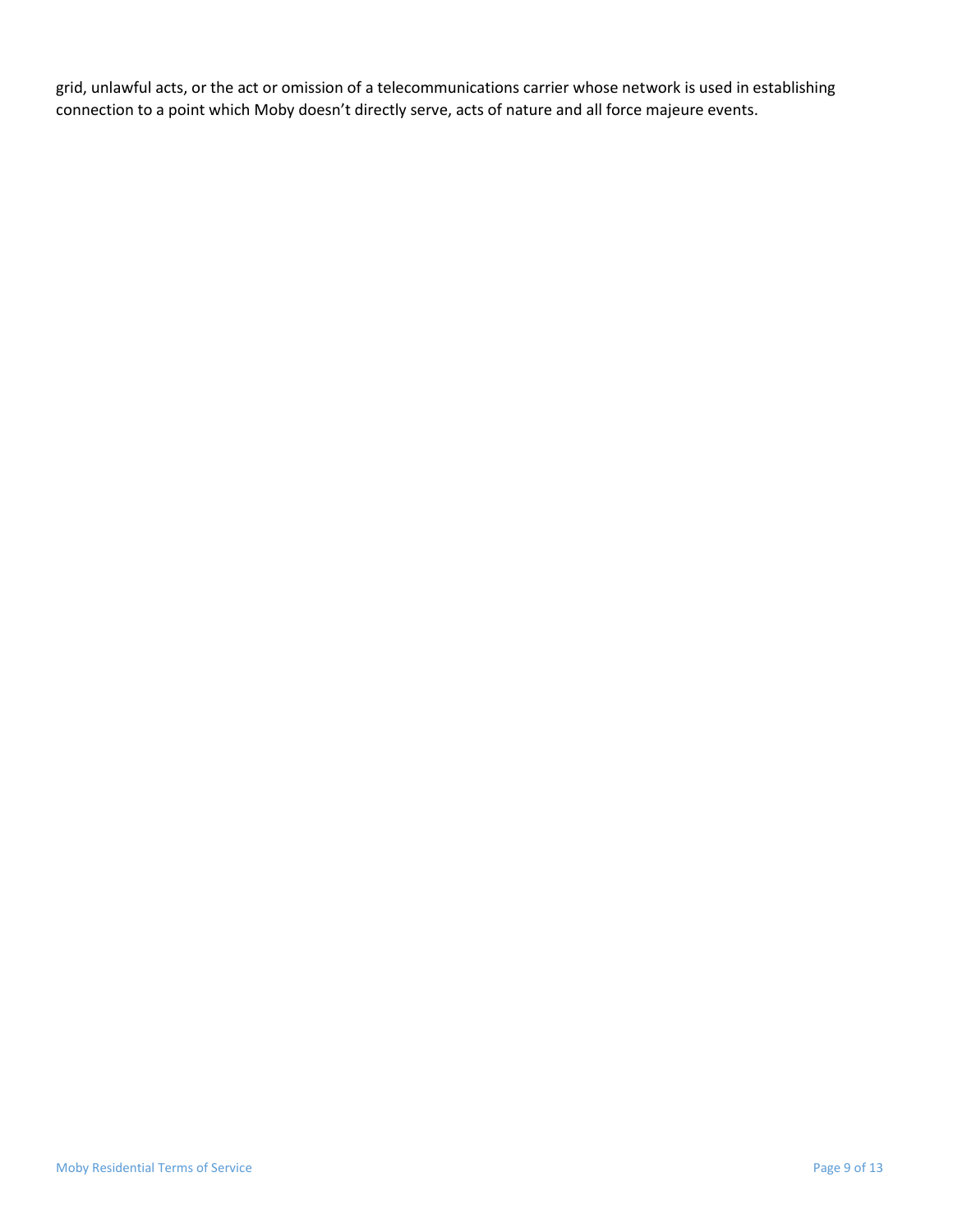grid, unlawful acts, or the act or omission of a telecommunications carrier whose network is used in establishing connection to a point which Moby doesn't directly serve, acts of nature and all force majeure events.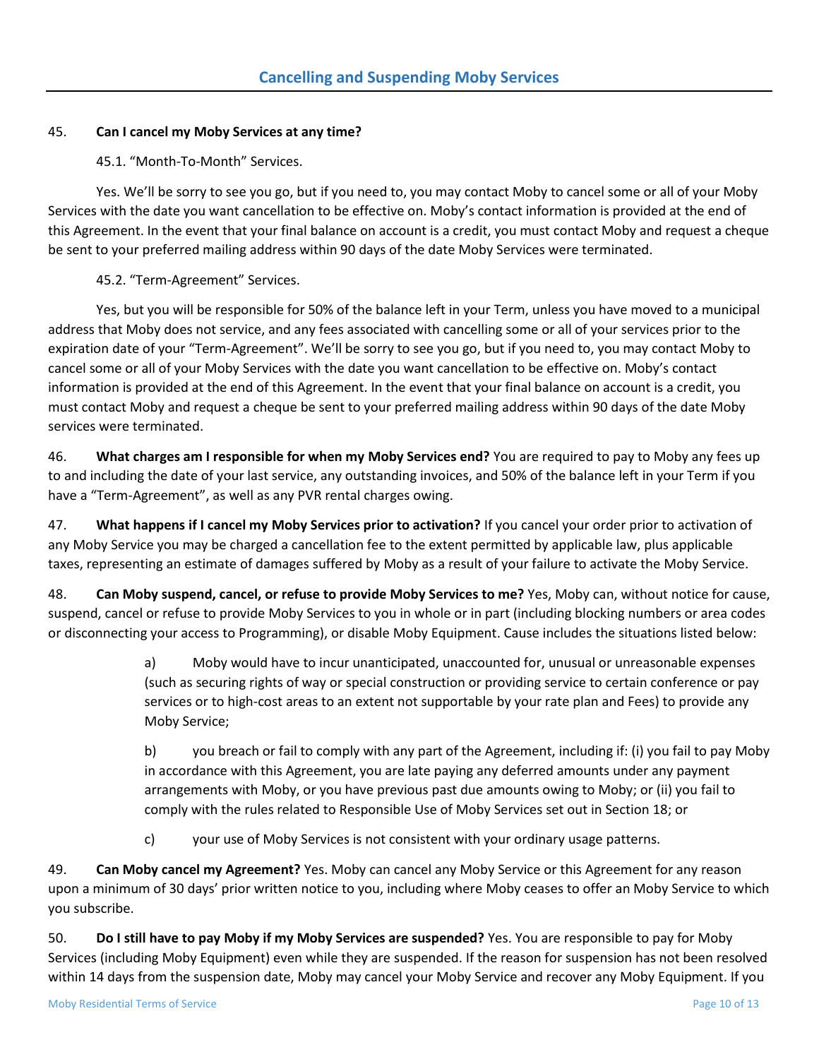## Cancelling and Suspending Moby Services

45. **Can I cancel my Moby Services at any time?**

45.1. "Month-To-Month" Services.

Yes. We'll be sorry to see you go, but if you need to, you may contact Moby to cancel some or all of your Moby Services with the date you want cancellation to be effective on. Moby's contact information is provided at the end of this Agreement. In the event that your final balance on account is a credit, you must contact Moby and request a cheque be sent to your preferred mailing address within 90 days of the date Moby Services were terminated.

45.2. "Term-Agreement" Services.

Yes, but you will be responsible for 50% of the balance left in your Term, unless you have moved to a municipal address that Moby does not service, and any fees associated with cancelling some or all of your services prior to the expiration date of your "Term-Agreement". We'll be sorry to see you go, but if you need to, you may contact Moby to cancel some or all of your Moby Services with the date you want cancellation to be effective on. Moby's contact information is provided at the end of this Agreement. In the event that your final balance on account is a credit, you must contact Moby and request a cheque be sent to your preferred mailing address within 90 days of the date Moby services were terminated.

46. **What charges am I responsible for when my Moby Services end?** You are required to pay to Moby any fees up to and including the date of your last service, any outstanding invoices, and 50% of the balance left in your Term if you have a "Term-Agreement", as well as any PVR rental charges owing.

47. **What happens if I cancel my Moby Services prior to activation?** If you cancel your order prior to activation of any Moby Service you may be charged a cancellation fee to the extent permitted by applicable law, plus applicable taxes, representing an estimate of damages suffered by Moby as a result of your failure to activate the Moby Service.

48. **Can Moby suspend, cancel, or refuse to provide Moby Services to me?** Yes, Moby can, without notice for cause, suspend, cancel or refuse to provide Moby Services to you in whole or in part (including blocking numbers or area codes or disconnecting your access to Programming), or disable Moby Equipment. Cause includes the situations listed below:

> a) Moby would have to incur unanticipated, unaccounted for, unusual or unreasonable expenses (such as securing rights of way or special construction or providing service to certain conference or pay services or to high-cost areas to an extent not supportable by your rate plan and Fees) to provide any Moby Service;
>
> b) you breach or fail to comply with any part of the Agreement, including if: (i) you fail to pay Moby in accordance with this Agreement, you are late paying any deferred amounts under any payment arrangements with Moby, or you have previous past due amounts owing to Moby; or (ii) you fail to comply with the rules related to Responsible Use of Moby Services set out in Section 18; or
>
> c) your use of Moby Services is not consistent with your ordinary usage patterns.

49. **Can Moby cancel my Agreement?** Yes. Moby can cancel any Moby Service or this Agreement for any reason upon a minimum of 30 days' prior written notice to you, including where Moby ceases to offer an Moby Service to which you subscribe.

50. **Do I still have to pay Moby if my Moby Services are suspended?** Yes. You are responsible to pay for Moby Services (including Moby Equipment) even while they are suspended. If the reason for suspension has not been resolved within 14 days from the suspension date, Moby may cancel your Moby Service and recover any Moby Equipment. If you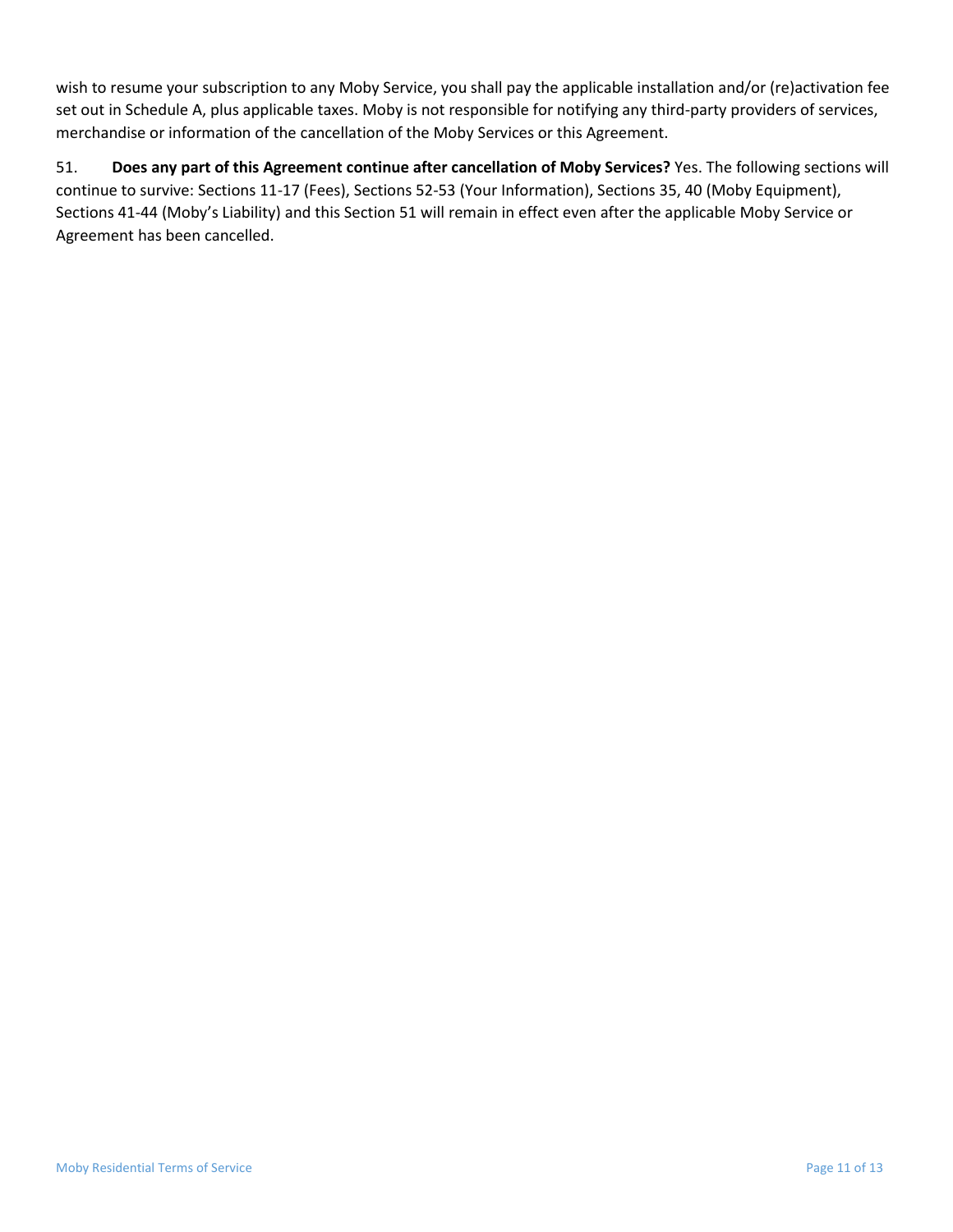wish to resume your subscription to any Moby Service, you shall pay the applicable installation and/or (re)activation fee set out in Schedule A, plus applicable taxes. Moby is not responsible for notifying any third-party providers of services, merchandise or information of the cancellation of the Moby Services or this Agreement.

51. **Does any part of this Agreement continue after cancellation of Moby Services?** Yes. The following sections will continue to survive: Sections 11-17 (Fees), Sections 52-53 (Your Information), Sections 35, 40 (Moby Equipment), Sections 41-44 (Moby's Liability) and this Section 51 will remain in effect even after the applicable Moby Service or Agreement has been cancelled.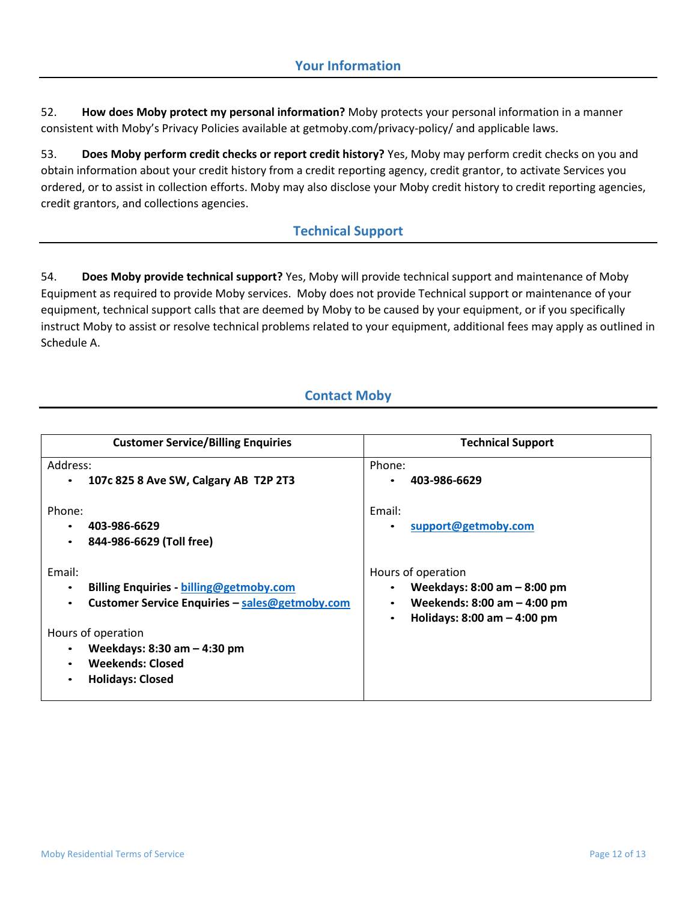## Your Information

52. **How does Moby protect my personal information?** Moby protects your personal information in a manner consistent with Moby's Privacy Policies available at getmoby.com/privacy-policy/ and applicable laws.

53. **Does Moby perform credit checks or report credit history?** Yes, Moby may perform credit checks on you and obtain information about your credit history from a credit reporting agency, credit grantor, to activate Services you ordered, or to assist in collection efforts. Moby may also disclose your Moby credit history to credit reporting agencies, credit grantors, and collections agencies.

## Technical Support

54. **Does Moby provide technical support?** Yes, Moby will provide technical support and maintenance of Moby Equipment as required to provide Moby services. Moby does not provide Technical support or maintenance of your equipment, technical support calls that are deemed by Moby to be caused by your equipment, or if you specifically instruct Moby to assist or resolve technical problems related to your equipment, additional fees may apply as outlined in Schedule A.

## Contact Moby

| Customer Service/Billing Enquiries | Technical Support |
|---|---|
| Address:<br>• **107c 825 8 Ave SW, Calgary AB T2P 2T3**<br><br>Phone:<br>• **403-986-6629**<br>• **844-986-6629 (Toll free)**<br><br>Email:<br>• **Billing Enquiries - billing@getmoby.com**<br>• **Customer Service Enquiries – sales@getmoby.com**<br><br>Hours of operation<br>• **Weekdays: 8:30 am – 4:30 pm**<br>• **Weekends: Closed**<br>• **Holidays: Closed** | Phone:<br>• **403-986-6629**<br><br>Email:<br>• **support@getmoby.com**<br><br>Hours of operation<br>• **Weekdays: 8:00 am – 8:00 pm**<br>• **Weekends: 8:00 am – 4:00 pm**<br>• **Holidays: 8:00 am – 4:00 pm** |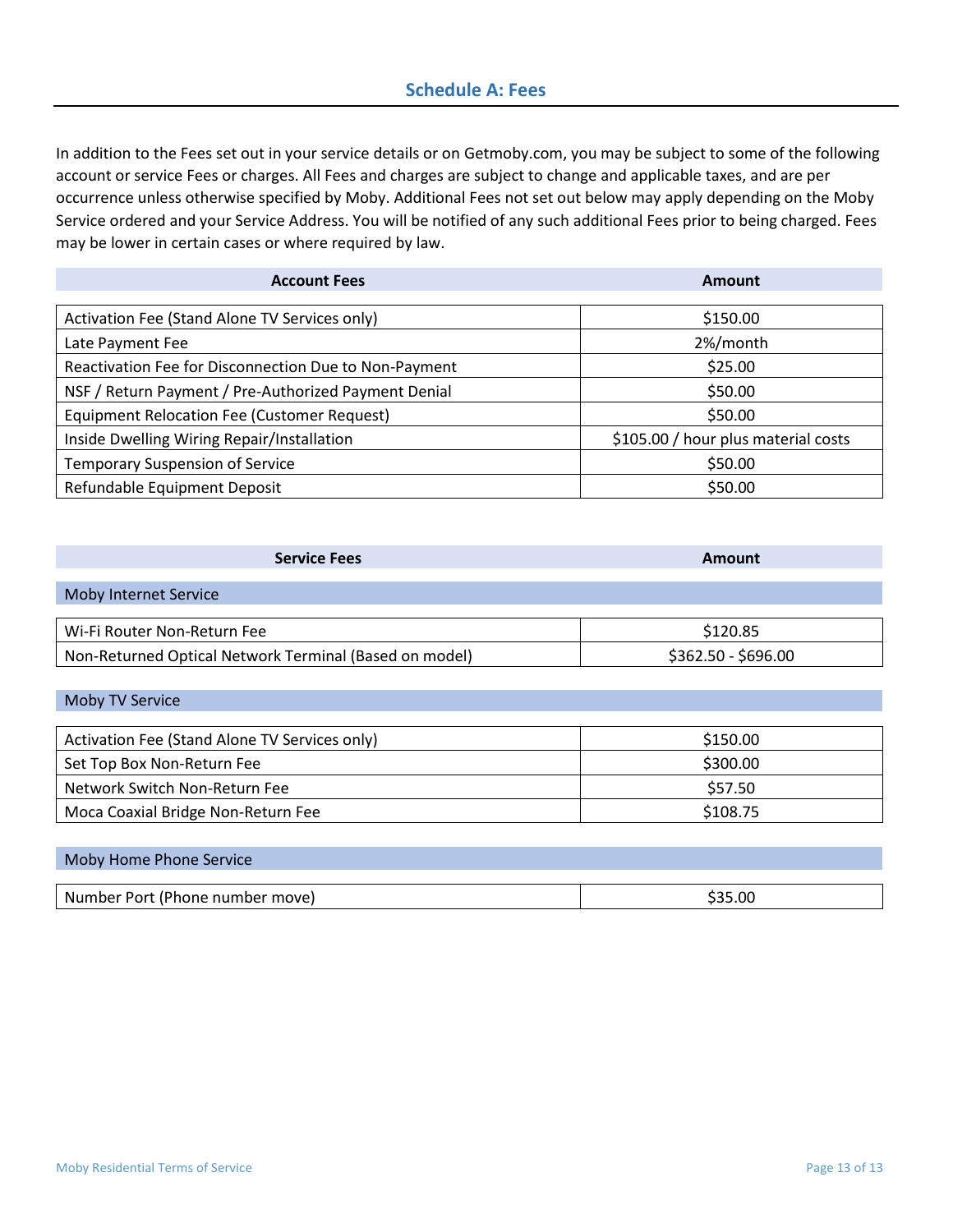# Schedule A: Fees

In addition to the Fees set out in your service details or on Getmoby.com, you may be subject to some of the following account or service Fees or charges. All Fees and charges are subject to change and applicable taxes, and are per occurrence unless otherwise specified by Moby. Additional Fees not set out below may apply depending on the Moby Service ordered and your Service Address. You will be notified of any such additional Fees prior to being charged. Fees may be lower in certain cases or where required by law.

| Account Fees | Amount |
|---|---|
| Activation Fee (Stand Alone TV Services only) | $150.00 |
| Late Payment Fee | 2%/month |
| Reactivation Fee for Disconnection Due to Non-Payment | $25.00 |
| NSF / Return Payment / Pre-Authorized Payment Denial | $50.00 |
| Equipment Relocation Fee (Customer Request) | $50.00 |
| Inside Dwelling Wiring Repair/Installation | $105.00 / hour plus material costs |
| Temporary Suspension of Service | $50.00 |
| Refundable Equipment Deposit | $50.00 |

| Service Fees | Amount |
|---|---|
| **Moby Internet Service** | |
| Wi-Fi Router Non-Return Fee | $120.85 |
| Non-Returned Optical Network Terminal (Based on model) | $362.50 - $696.00 |
| **Moby TV Service** | |
| Activation Fee (Stand Alone TV Services only) | $150.00 |
| Set Top Box Non-Return Fee | $300.00 |
| Network Switch Non-Return Fee | $57.50 |
| Moca Coaxial Bridge Non-Return Fee | $108.75 |
| **Moby Home Phone Service** | |
| Number Port (Phone number move) | $35.00 |